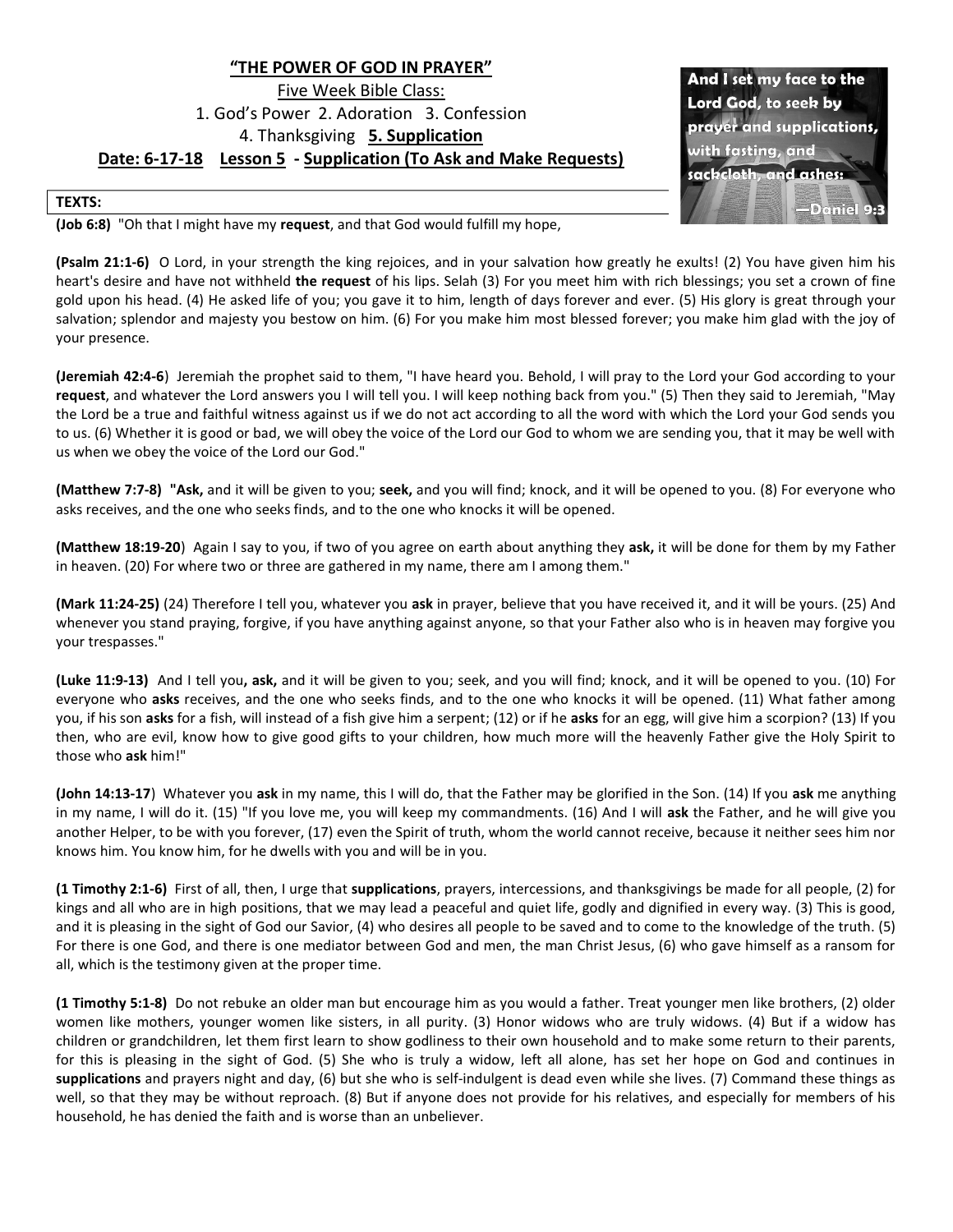# **"THE POWER OF GOD IN PRAYER"**

Five Week Bible Class:

1. God's Power 2. Adoration 3. Confession
4. Thanksgiving **5. Supplication**

**Date: 6-17-18 Lesson 5 - Supplication (To Ask and Make Requests)**

And I set my face to the Lord God, to seek by prayer and supplications, with fasting, and sackcloth, and ashes:
—Daniel 9:3

**TEXTS:**

**(Job 6:8)** "Oh that I might have my **request**, and that God would fulfill my hope,

**(Psalm 21:1-6)** O Lord, in your strength the king rejoices, and in your salvation how greatly he exults! (2) You have given him his heart's desire and have not withheld **the request** of his lips. Selah (3) For you meet him with rich blessings; you set a crown of fine gold upon his head. (4) He asked life of you; you gave it to him, length of days forever and ever. (5) His glory is great through your salvation; splendor and majesty you bestow on him. (6) For you make him most blessed forever; you make him glad with the joy of your presence.

**(Jeremiah 42:4-6**) Jeremiah the prophet said to them, "I have heard you. Behold, I will pray to the Lord your God according to your **request**, and whatever the Lord answers you I will tell you. I will keep nothing back from you." (5) Then they said to Jeremiah, "May the Lord be a true and faithful witness against us if we do not act according to all the word with which the Lord your God sends you to us. (6) Whether it is good or bad, we will obey the voice of the Lord our God to whom we are sending you, that it may be well with us when we obey the voice of the Lord our God."

**(Matthew 7:7-8) "Ask,** and it will be given to you; **seek,** and you will find; knock, and it will be opened to you. (8) For everyone who asks receives, and the one who seeks finds, and to the one who knocks it will be opened.

**(Matthew 18:19-20**) Again I say to you, if two of you agree on earth about anything they **ask,** it will be done for them by my Father in heaven. (20) For where two or three are gathered in my name, there am I among them."

**(Mark 11:24-25)** (24) Therefore I tell you, whatever you **ask** in prayer, believe that you have received it, and it will be yours. (25) And whenever you stand praying, forgive, if you have anything against anyone, so that your Father also who is in heaven may forgive you your trespasses."

**(Luke 11:9-13)** And I tell you**, ask,** and it will be given to you; seek, and you will find; knock, and it will be opened to you. (10) For everyone who **asks** receives, and the one who seeks finds, and to the one who knocks it will be opened. (11) What father among you, if his son **asks** for a fish, will instead of a fish give him a serpent; (12) or if he **asks** for an egg, will give him a scorpion? (13) If you then, who are evil, know how to give good gifts to your children, how much more will the heavenly Father give the Holy Spirit to those who **ask** him!"

**(John 14:13-17**) Whatever you **ask** in my name, this I will do, that the Father may be glorified in the Son. (14) If you **ask** me anything in my name, I will do it. (15) "If you love me, you will keep my commandments. (16) And I will **ask** the Father, and he will give you another Helper, to be with you forever, (17) even the Spirit of truth, whom the world cannot receive, because it neither sees him nor knows him. You know him, for he dwells with you and will be in you.

**(1 Timothy 2:1-6)** First of all, then, I urge that **supplications**, prayers, intercessions, and thanksgivings be made for all people, (2) for kings and all who are in high positions, that we may lead a peaceful and quiet life, godly and dignified in every way. (3) This is good, and it is pleasing in the sight of God our Savior, (4) who desires all people to be saved and to come to the knowledge of the truth. (5) For there is one God, and there is one mediator between God and men, the man Christ Jesus, (6) who gave himself as a ransom for all, which is the testimony given at the proper time.

**(1 Timothy 5:1-8)** Do not rebuke an older man but encourage him as you would a father. Treat younger men like brothers, (2) older women like mothers, younger women like sisters, in all purity. (3) Honor widows who are truly widows. (4) But if a widow has children or grandchildren, let them first learn to show godliness to their own household and to make some return to their parents, for this is pleasing in the sight of God. (5) She who is truly a widow, left all alone, has set her hope on God and continues in **supplications** and prayers night and day, (6) but she who is self-indulgent is dead even while she lives. (7) Command these things as well, so that they may be without reproach. (8) But if anyone does not provide for his relatives, and especially for members of his household, he has denied the faith and is worse than an unbeliever.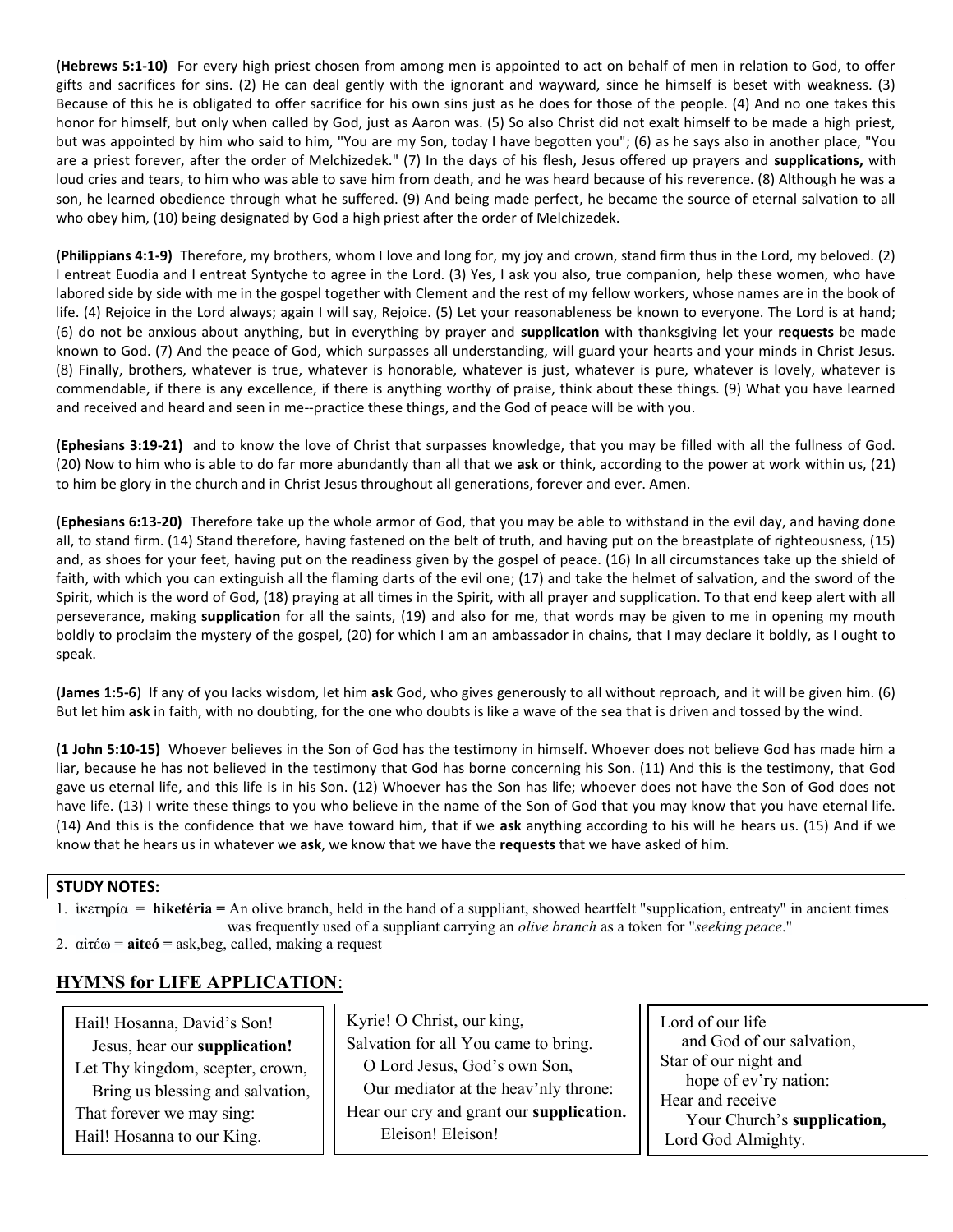**(Hebrews 5:1-10)** For every high priest chosen from among men is appointed to act on behalf of men in relation to God, to offer gifts and sacrifices for sins. (2) He can deal gently with the ignorant and wayward, since he himself is beset with weakness. (3) Because of this he is obligated to offer sacrifice for his own sins just as he does for those of the people. (4) And no one takes this honor for himself, but only when called by God, just as Aaron was. (5) So also Christ did not exalt himself to be made a high priest, but was appointed by him who said to him, "You are my Son, today I have begotten you"; (6) as he says also in another place, "You are a priest forever, after the order of Melchizedek." (7) In the days of his flesh, Jesus offered up prayers and **supplications,** with loud cries and tears, to him who was able to save him from death, and he was heard because of his reverence. (8) Although he was a son, he learned obedience through what he suffered. (9) And being made perfect, he became the source of eternal salvation to all who obey him, (10) being designated by God a high priest after the order of Melchizedek.

**(Philippians 4:1-9)** Therefore, my brothers, whom I love and long for, my joy and crown, stand firm thus in the Lord, my beloved. (2) I entreat Euodia and I entreat Syntyche to agree in the Lord. (3) Yes, I ask you also, true companion, help these women, who have labored side by side with me in the gospel together with Clement and the rest of my fellow workers, whose names are in the book of life. (4) Rejoice in the Lord always; again I will say, Rejoice. (5) Let your reasonableness be known to everyone. The Lord is at hand; (6) do not be anxious about anything, but in everything by prayer and **supplication** with thanksgiving let your **requests** be made known to God. (7) And the peace of God, which surpasses all understanding, will guard your hearts and your minds in Christ Jesus. (8) Finally, brothers, whatever is true, whatever is honorable, whatever is just, whatever is pure, whatever is lovely, whatever is commendable, if there is any excellence, if there is anything worthy of praise, think about these things. (9) What you have learned and received and heard and seen in me--practice these things, and the God of peace will be with you.

**(Ephesians 3:19-21)** and to know the love of Christ that surpasses knowledge, that you may be filled with all the fullness of God. (20) Now to him who is able to do far more abundantly than all that we **ask** or think, according to the power at work within us, (21) to him be glory in the church and in Christ Jesus throughout all generations, forever and ever. Amen.

**(Ephesians 6:13-20)** Therefore take up the whole armor of God, that you may be able to withstand in the evil day, and having done all, to stand firm. (14) Stand therefore, having fastened on the belt of truth, and having put on the breastplate of righteousness, (15) and, as shoes for your feet, having put on the readiness given by the gospel of peace. (16) In all circumstances take up the shield of faith, with which you can extinguish all the flaming darts of the evil one; (17) and take the helmet of salvation, and the sword of the Spirit, which is the word of God, (18) praying at all times in the Spirit, with all prayer and supplication. To that end keep alert with all perseverance, making **supplication** for all the saints, (19) and also for me, that words may be given to me in opening my mouth boldly to proclaim the mystery of the gospel, (20) for which I am an ambassador in chains, that I may declare it boldly, as I ought to speak.

**(James 1:5-6**) If any of you lacks wisdom, let him **ask** God, who gives generously to all without reproach, and it will be given him. (6) But let him **ask** in faith, with no doubting, for the one who doubts is like a wave of the sea that is driven and tossed by the wind.

**(1 John 5:10-15)** Whoever believes in the Son of God has the testimony in himself. Whoever does not believe God has made him a liar, because he has not believed in the testimony that God has borne concerning his Son. (11) And this is the testimony, that God gave us eternal life, and this life is in his Son. (12) Whoever has the Son has life; whoever does not have the Son of God does not have life. (13) I write these things to you who believe in the name of the Son of God that you may know that you have eternal life. (14) And this is the confidence that we have toward him, that if we **ask** anything according to his will he hears us. (15) And if we know that he hears us in whatever we **ask**, we know that we have the **requests** that we have asked of him.

**STUDY NOTES:**

1. ἱκετηρία = **hiketéria =** An olive branch, held in the hand of a suppliant, showed heartfelt "supplication, entreaty" in ancient times was frequently used of a suppliant carrying an *olive branch* as a token for "*seeking peace*."
2. αἰτέω = **aiteó =** ask,beg, called, making a request

## HYMNS for LIFE APPLICATION:

Hail! Hosanna, David's Son!
Jesus, hear our **supplication!**
Let Thy kingdom, scepter, crown,
Bring us blessing and salvation,
That forever we may sing:
Hail! Hosanna to our King.

Kyrie! O Christ, our king,
Salvation for all You came to bring.
O Lord Jesus, God's own Son,
Our mediator at the heav'nly throne:
Hear our cry and grant our **supplication.**
Eleison! Eleison!

Lord of our life
and God of our salvation,
Star of our night and
hope of ev'ry nation:
Hear and receive
Your Church's **supplication,**
Lord God Almighty.